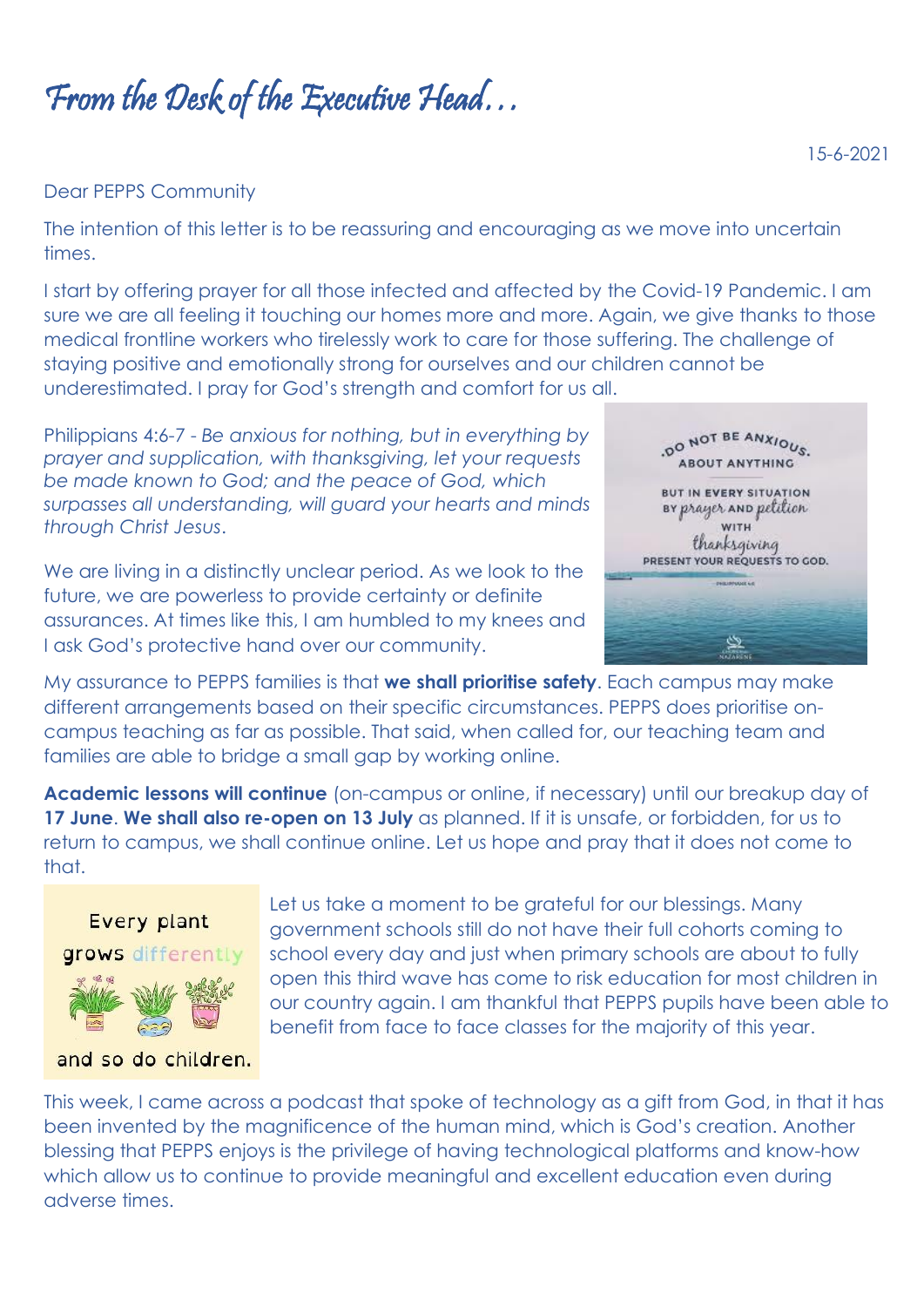# From the Desk of the Executive Head…

15-6-2021

Dear PEPPS Community

The intention of this letter is to be reassuring and encouraging as we move into uncertain times.

I start by offering prayer for all those infected and affected by the Covid-19 Pandemic. I am sure we are all feeling it touching our homes more and more. Again, we give thanks to those medical frontline workers who tirelessly work to care for those suffering. The challenge of staying positive and emotionally strong for ourselves and our children cannot be underestimated. I pray for God's strength and comfort for us all.

Philippians 4:6-7 - *Be anxious for nothing, but in everything by prayer and supplication, with thanksgiving, let your requests be made known to God; and the peace of God, which surpasses all understanding, will guard your hearts and minds through Christ Jesus*.

DO NOT BE ANXIOUS ABOUT ANYTHING BUT IN EVERY SITUATION BY prayer AND petition WITH thanksgiving PRESENT YOUR REQUESTS TO GOD.

We are living in a distinctly unclear period. As we look to the future, we are powerless to provide certainty or definite assurances. At times like this, I am humbled to my knees and I ask God's protective hand over our community.

My assurance to PEPPS families is that **we shall prioritise safety**. Each campus may make different arrangements based on their specific circumstances. PEPPS does prioritise on-campus teaching as far as possible. That said, when called for, our teaching team and families are able to bridge a small gap by working online.

**Academic lessons will continue** (on-campus or online, if necessary) until our breakup day of **17 June**. **We shall also re-open on 13 July** as planned. If it is unsafe, or forbidden, for us to return to campus, we shall continue online. Let us hope and pray that it does not come to that.

Every plant grows differently and so do children.

Let us take a moment to be grateful for our blessings. Many government schools still do not have their full cohorts coming to school every day and just when primary schools are about to fully open this third wave has come to risk education for most children in our country again. I am thankful that PEPPS pupils have been able to benefit from face to face classes for the majority of this year.

This week, I came across a podcast that spoke of technology as a gift from God, in that it has been invented by the magnificence of the human mind, which is God's creation. Another blessing that PEPPS enjoys is the privilege of having technological platforms and know-how which allow us to continue to provide meaningful and excellent education even during adverse times.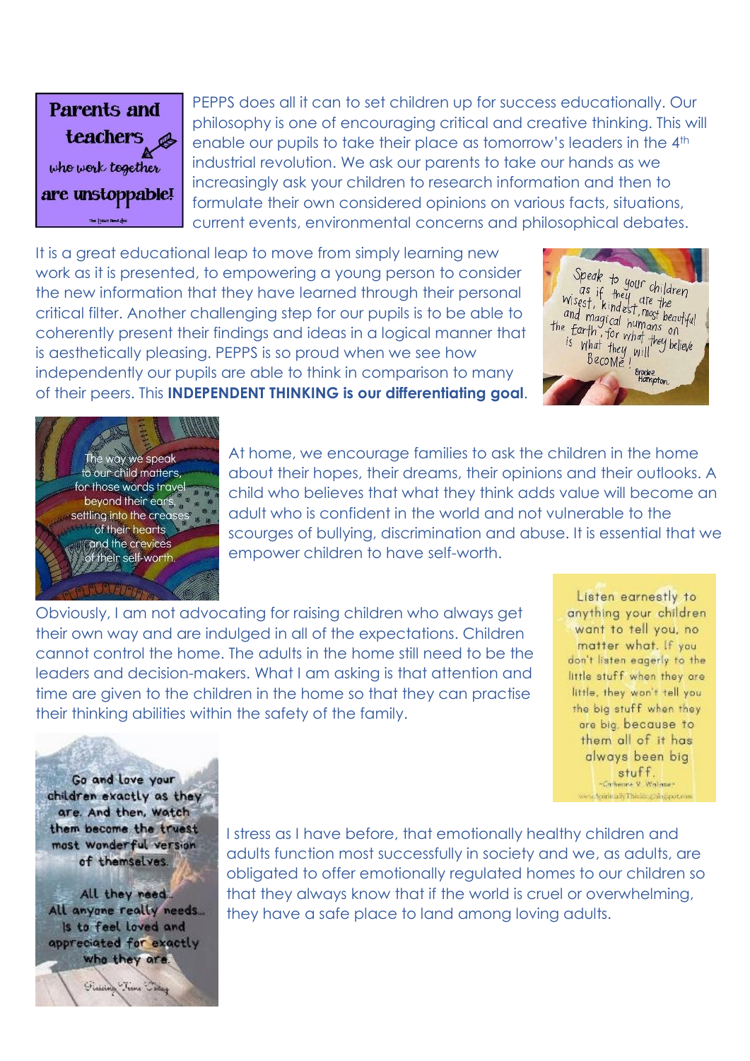Parents and teachers who work together are unstoppable!

PEPPS does all it can to set children up for success educationally. Our philosophy is one of encouraging critical and creative thinking. This will enable our pupils to take their place as tomorrow's leaders in the 4th industrial revolution. We ask our parents to take our hands as we increasingly ask your children to research information and then to formulate their own considered opinions on various facts, situations, current events, environmental concerns and philosophical debates.

It is a great educational leap to move from simply learning new work as it is presented, to empowering a young person to consider the new information that they have learned through their personal critical filter. Another challenging step for our pupils is to be able to coherently present their findings and ideas in a logical manner that is aesthetically pleasing. PEPPS is so proud when we see how independently our pupils are able to think in comparison to many of their peers. This **INDEPENDENT THINKING is our differentiating goal**.

Speak to your children as if they are the wisest, kindest, most beautiful and magical humans on the Earth, for what they believe is what they will become! — Brooke Hampton

The way we speak to our child matters, for those words travel beyond their ears, settling into the creases of their hearts and the crevices of their self-worth.

At home, we encourage families to ask the children in the home about their hopes, their dreams, their opinions and their outlooks. A child who believes that what they think adds value will become an adult who is confident in the world and not vulnerable to the scourges of bullying, discrimination and abuse. It is essential that we empower children to have self-worth.

Obviously, I am not advocating for raising children who always get their own way and are indulged in all of the expectations. Children cannot control the home. The adults in the home still need to be the leaders and decision-makers. What I am asking is that attention and time are given to the children in the home so that they can practise their thinking abilities within the safety of the family.

Listen earnestly to anything your children want to tell you, no matter what. If you don't listen eagerly to the little stuff when they are little, they won't tell you the big stuff when they are big, because to them all of it has always been big stuff. ~Catherine M. Wallace~

Go and love your children exactly as they are. And then, watch them become the truest most wonderful version of themselves.

All they need... All anyone really needs... Is to feel loved and appreciated for exactly who they are.

I stress as I have before, that emotionally healthy children and adults function most successfully in society and we, as adults, are obligated to offer emotionally regulated homes to our children so that they always know that if the world is cruel or overwhelming, they have a safe place to land among loving adults.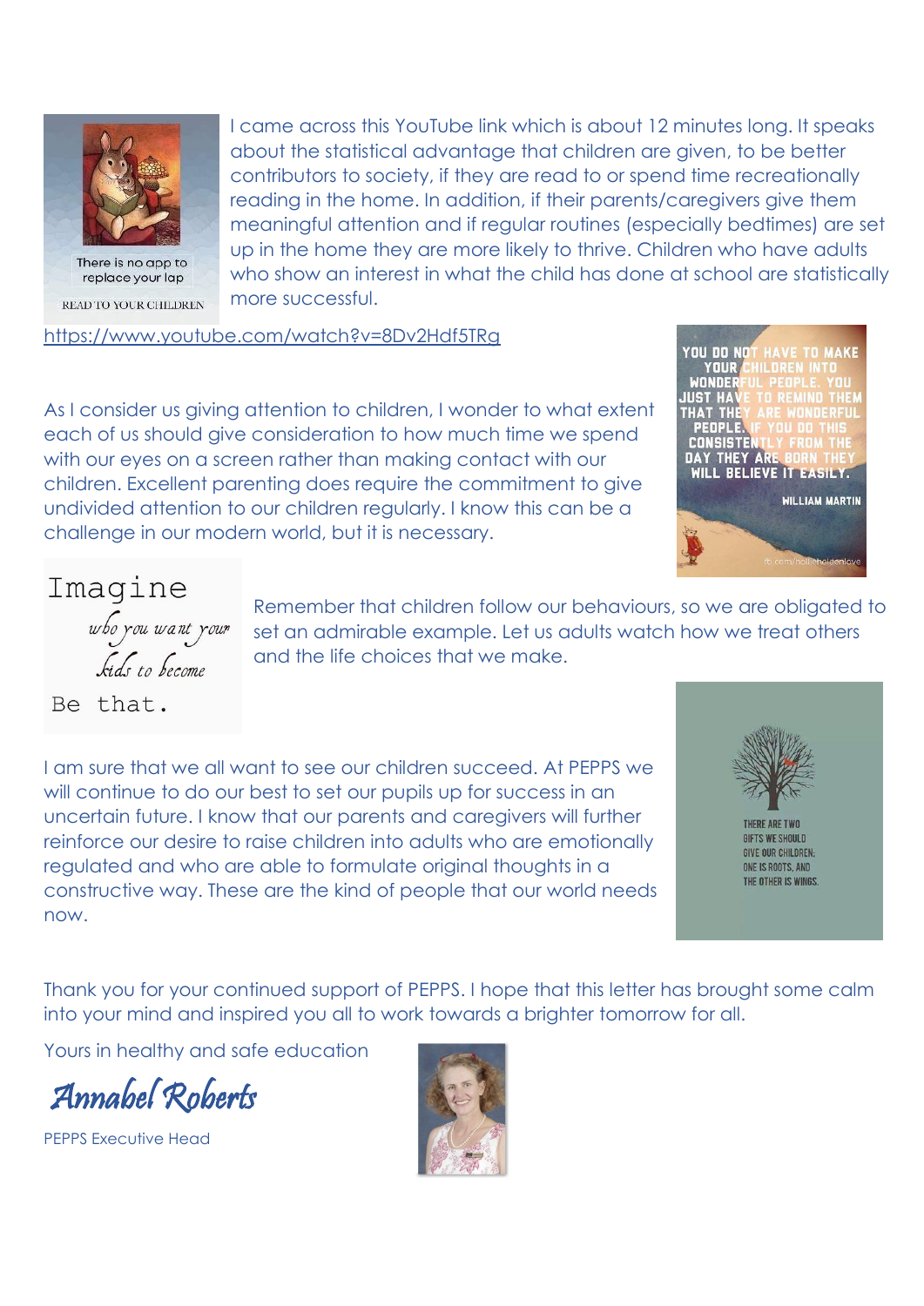There is no app to replace your lap

READ TO YOUR CHILDREN

I came across this YouTube link which is about 12 minutes long. It speaks about the statistical advantage that children are given, to be better contributors to society, if they are read to or spend time recreationally reading in the home. In addition, if their parents/caregivers give them meaningful attention and if regular routines (especially bedtimes) are set up in the home they are more likely to thrive. Children who have adults who show an interest in what the child has done at school are statistically more successful.

https://www.youtube.com/watch?v=8Dv2Hdf5TRg

As I consider us giving attention to children, I wonder to what extent each of us should give consideration to how much time we spend with our eyes on a screen rather than making contact with our children. Excellent parenting does require the commitment to give undivided attention to our children regularly. I know this can be a challenge in our modern world, but it is necessary.

YOU DO NOT HAVE TO MAKE YOUR CHILDREN INTO WONDERFUL PEOPLE. YOU JUST HAVE TO REMIND THEM THAT THEY ARE WONDERFUL PEOPLE. IF YOU DO THIS CONSISTENTLY FROM THE DAY THEY ARE BORN THEY WILL BELIEVE IT EASILY.

WILLIAM MARTIN

Imagine who you want your kids to become

Be that.

Remember that children follow our behaviours, so we are obligated to set an admirable example. Let us adults watch how we treat others and the life choices that we make.

I am sure that we all want to see our children succeed. At PEPPS we will continue to do our best to set our pupils up for success in an uncertain future. I know that our parents and caregivers will further reinforce our desire to raise children into adults who are emotionally regulated and who are able to formulate original thoughts in a constructive way. These are the kind of people that our world needs now.

THERE ARE TWO GIFTS WE SHOULD GIVE OUR CHILDREN; ONE IS ROOTS, AND THE OTHER IS WINGS.

Thank you for your continued support of PEPPS. I hope that this letter has brought some calm into your mind and inspired you all to work towards a brighter tomorrow for all.

Yours in healthy and safe education

*Annabel Roberts*

PEPPS Executive Head